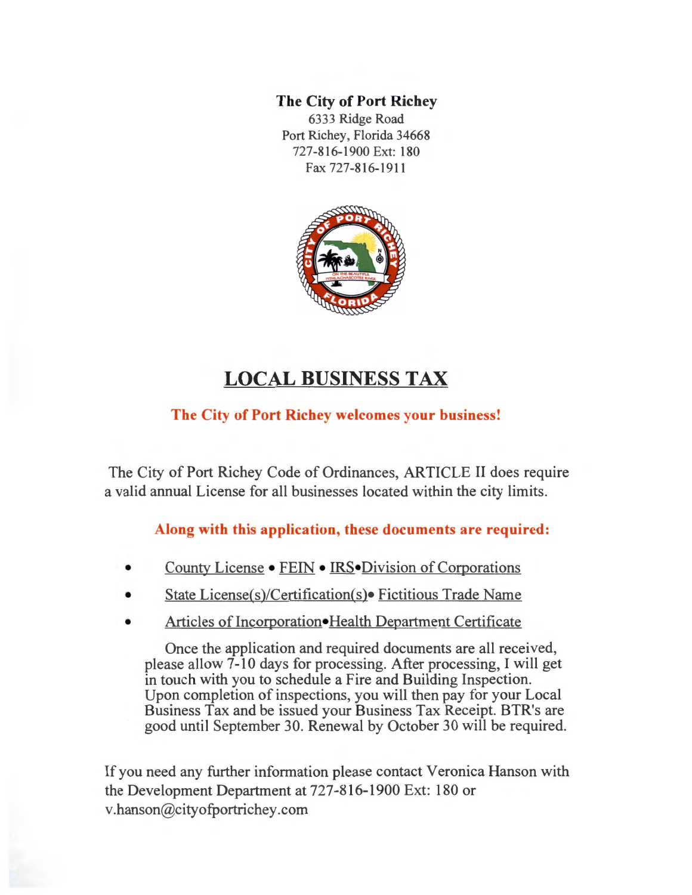**The City of Port Richey**
6333 Ridge Road
Port Richey, Florida 34668
727-816-1900 Ext: 180
Fax 727-816-1911

# LOCAL BUSINESS TAX

**The City of Port Richey welcomes your business!**

The City of Port Richey Code of Ordinances, ARTICLE II does require a valid annual License for all businesses located within the city limits.

**Along with this application, these documents are required:**

- County License • FEIN • IRS•Division of Corporations
- State License(s)/Certification(s)• Fictitious Trade Name
- Articles of Incorporation•Health Department Certificate

Once the application and required documents are all received, please allow 7-10 days for processing. After processing, I will get in touch with you to schedule a Fire and Building Inspection. Upon completion of inspections, you will then pay for your Local Business Tax and be issued your Business Tax Receipt. BTR's are good until September 30. Renewal by October 30 will be required.

If you need any further information please contact Veronica Hanson with the Development Department at 727-816-1900 Ext: 180 or v.hanson@cityofportrichey.com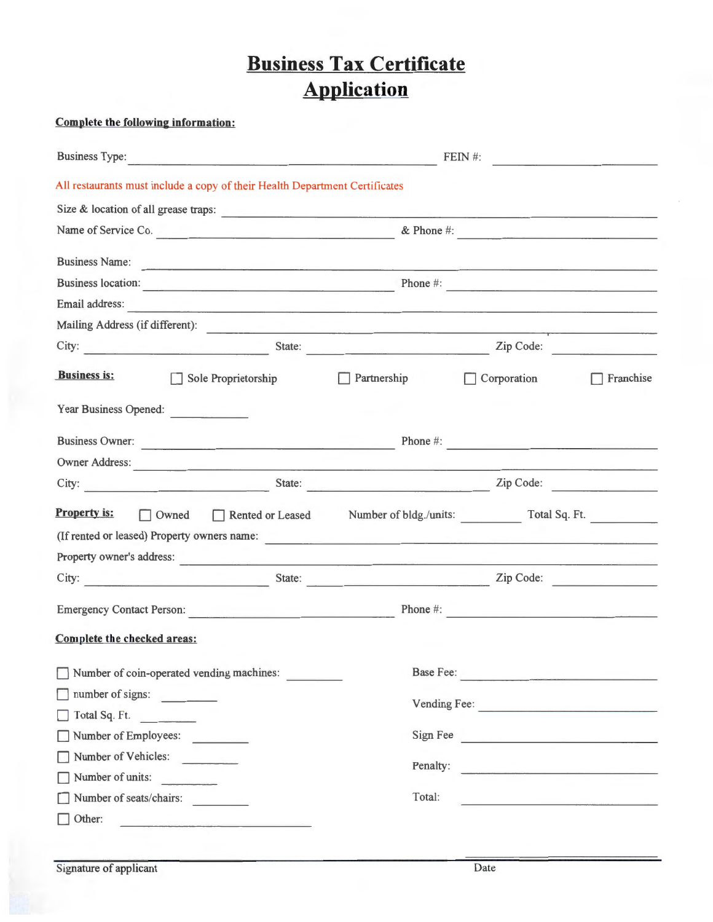# Business Tax Certificate Application

**Complete the following information:**

Business Type: ______________________________ FEIN #: ______________

All restaurants must include a copy of their Health Department Certificates

Size & location of all grease traps: ______________________________

Name of Service Co. ______________________________ & Phone #: ______________

Business Name: ______________________________

Business location: ______________________________ Phone #: ______________

Email address: ______________________________

Mailing Address (if different): ______________________________

City: ______________ State: ______________ Zip Code: ______________

**Business is:** ☐ Sole Proprietorship ☐ Partnership ☐ Corporation ☐ Franchise

Year Business Opened: __________

Business Owner: ______________________________ Phone #: ______________

Owner Address: ______________________________

City: ______________ State: ______________ Zip Code: ______________

**Property is:** ☐ Owned ☐ Rented or Leased Number of bldg./units: __________ Total Sq. Ft. __________

(If rented or leased) Property owners name: ______________________________

Property owner's address: ______________________________

City: ______________ State: ______________ Zip Code: ______________

Emergency Contact Person: ______________________________ Phone #: ______________

**Complete the checked areas:**

☐ Number of coin-operated vending machines: __________

☐ number of signs: __________

☐ Total Sq. Ft. __________

☐ Number of Employees: __________

☐ Number of Vehicles: __________

☐ Number of units: __________

☐ Number of seats/chairs: __________

☐ Other: ______________

Base Fee: ______________

Vending Fee: ______________

Sign Fee ______________

Penalty: ______________

Total: ______________

______________________________ ______________

Signature of applicant Date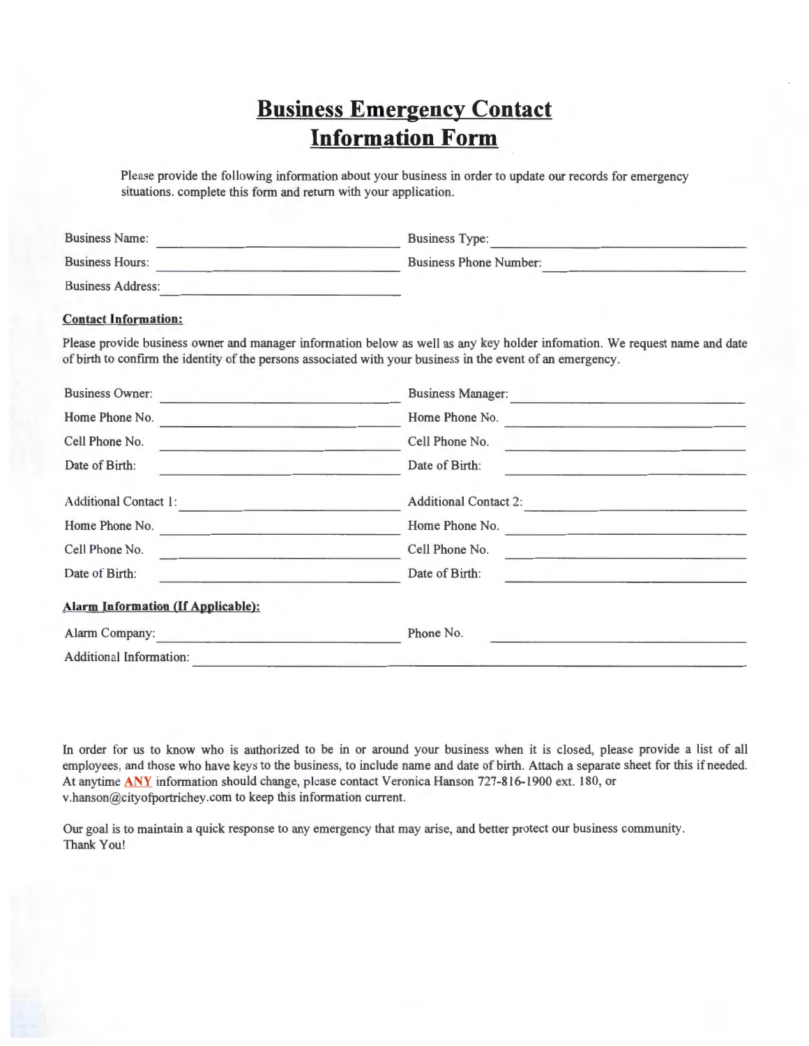# Business Emergency Contact Information Form

Please provide the following information about your business in order to update our records for emergency situations. complete this form and return with your application.

Business Name: ______________________ Business Type: ______________________

Business Hours: ______________________ Business Phone Number: ______________________

Business Address: ______________________

**Contact Information:**

Please provide business owner and manager information below as well as any key holder infomation. We request name and date of birth to confirm the identity of the persons associated with your business in the event of an emergency.

| | |
|---|---|
| Business Owner: ______________________ | Business Manager: ______________________ |
| Home Phone No. ______________________ | Home Phone No. ______________________ |
| Cell Phone No. ______________________ | Cell Phone No. ______________________ |
| Date of Birth: ______________________ | Date of Birth: ______________________ |
| Additional Contact 1: ______________________ | Additional Contact 2: ______________________ |
| Home Phone No. ______________________ | Home Phone No. ______________________ |
| Cell Phone No. ______________________ | Cell Phone No. ______________________ |
| Date of Birth: ______________________ | Date of Birth: ______________________ |

**Alarm Information (If Applicable):**

Alarm Company: ______________________ Phone No. ______________________

Additional Information: ______________________________________________

In order for us to know who is authorized to be in or around your business when it is closed, please provide a list of all employees, and those who have keys to the business, to include name and date of birth. Attach a separate sheet for this if needed. At anytime **ANY** information should change, please contact Veronica Hanson 727-816-1900 ext. 180, or v.hanson@cityofportrichey.com to keep this information current.

Our goal is to maintain a quick response to any emergency that may arise, and better protect our business community.
Thank You!